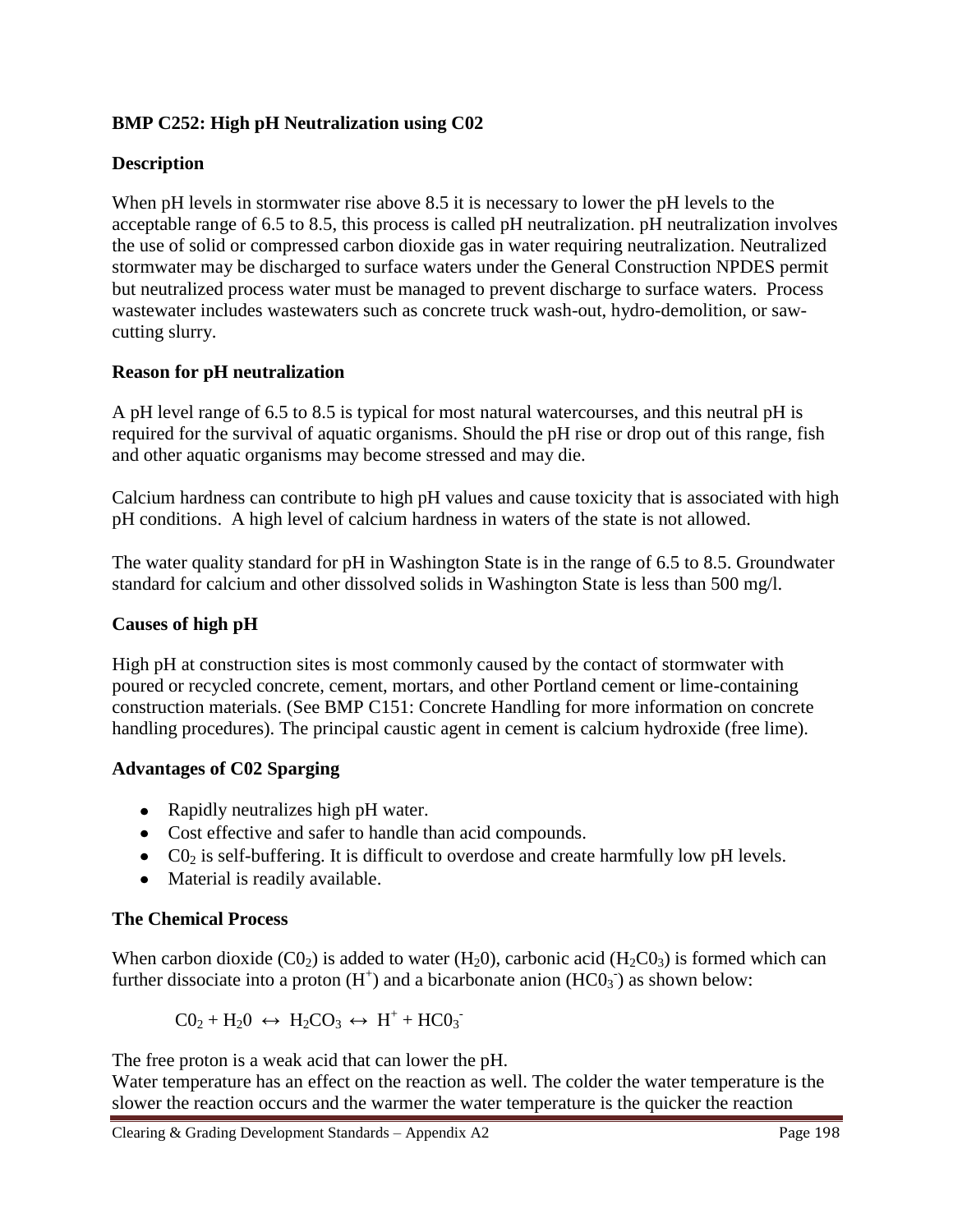## BMP C252: High pH Neutralization using C02

### Description

When pH levels in stormwater rise above 8.5 it is necessary to lower the pH levels to the acceptable range of 6.5 to 8.5, this process is called pH neutralization. pH neutralization involves the use of solid or compressed carbon dioxide gas in water requiring neutralization. Neutralized stormwater may be discharged to surface waters under the General Construction NPDES permit but neutralized process water must be managed to prevent discharge to surface waters. Process wastewater includes wastewaters such as concrete truck wash-out, hydro-demolition, or saw-cutting slurry.

### Reason for pH neutralization

A pH level range of 6.5 to 8.5 is typical for most natural watercourses, and this neutral pH is required for the survival of aquatic organisms. Should the pH rise or drop out of this range, fish and other aquatic organisms may become stressed and may die.

Calcium hardness can contribute to high pH values and cause toxicity that is associated with high pH conditions. A high level of calcium hardness in waters of the state is not allowed.

The water quality standard for pH in Washington State is in the range of 6.5 to 8.5. Groundwater standard for calcium and other dissolved solids in Washington State is less than 500 mg/l.

### Causes of high pH

High pH at construction sites is most commonly caused by the contact of stormwater with poured or recycled concrete, cement, mortars, and other Portland cement or lime-containing construction materials. (See BMP C151: Concrete Handling for more information on concrete handling procedures). The principal caustic agent in cement is calcium hydroxide (free lime).

### Advantages of C02 Sparging

- Rapidly neutralizes high pH water.
- Cost effective and safer to handle than acid compounds.
- $C0_2$ is self-buffering. It is difficult to overdose and create harmfully low pH levels.
- Material is readily available.

### The Chemical Process

When carbon dioxide ($C0_2$) is added to water ($H_20$), carbonic acid ($H_2C0_3$) is formed which can further dissociate into a proton ($H^+$) and a bicarbonate anion ($HC0_3^-$) as shown below:

$$C0_2 + H_20 \leftrightarrow H_2CO_3 \leftrightarrow H^+ + HC0_3^-$$

The free proton is a weak acid that can lower the pH.
Water temperature has an effect on the reaction as well. The colder the water temperature is the slower the reaction occurs and the warmer the water temperature is the quicker the reaction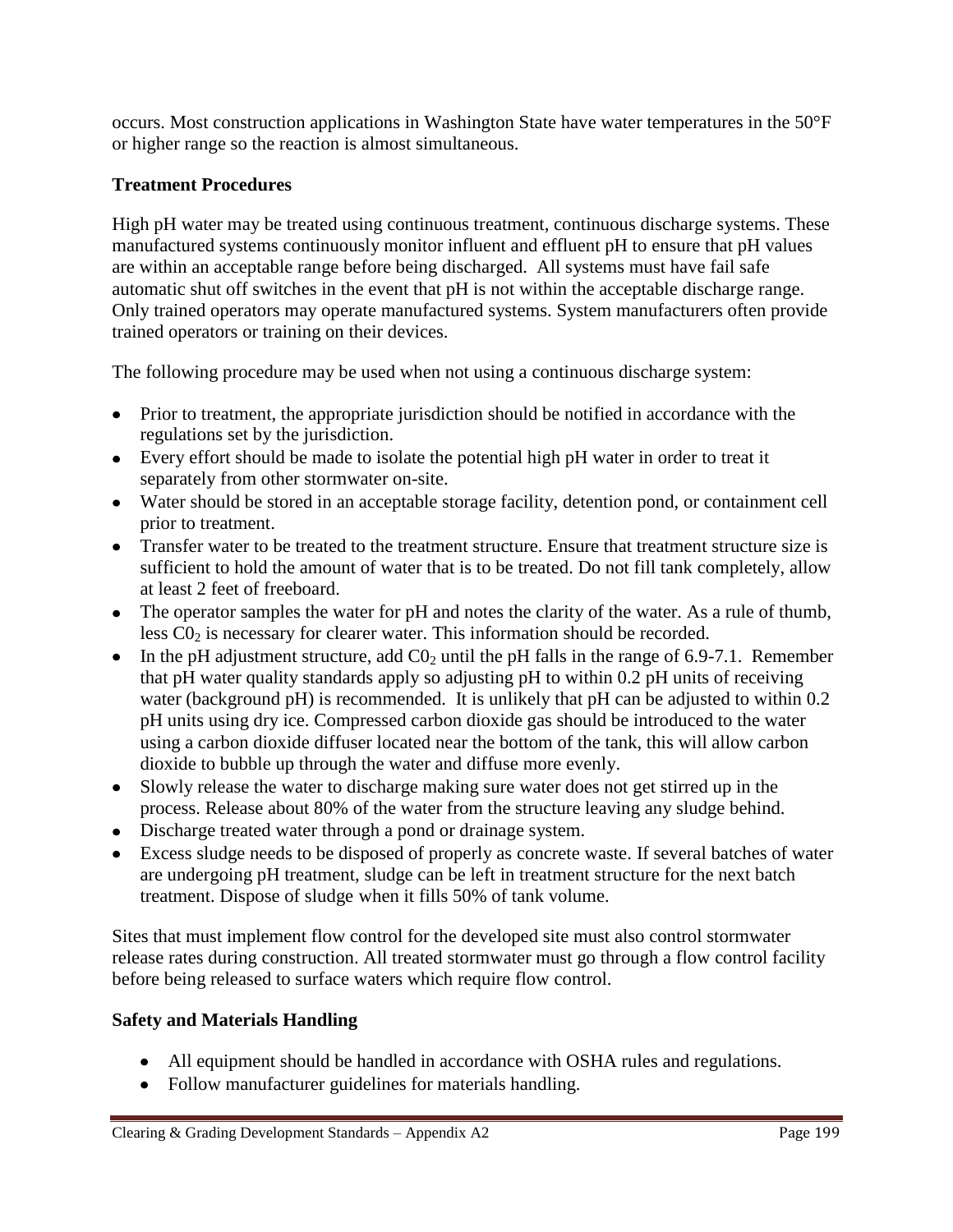occurs. Most construction applications in Washington State have water temperatures in the 50°F or higher range so the reaction is almost simultaneous.

**Treatment Procedures**

High pH water may be treated using continuous treatment, continuous discharge systems. These manufactured systems continuously monitor influent and effluent pH to ensure that pH values are within an acceptable range before being discharged. All systems must have fail safe automatic shut off switches in the event that pH is not within the acceptable discharge range. Only trained operators may operate manufactured systems. System manufacturers often provide trained operators or training on their devices.

The following procedure may be used when not using a continuous discharge system:

- Prior to treatment, the appropriate jurisdiction should be notified in accordance with the regulations set by the jurisdiction.
- Every effort should be made to isolate the potential high pH water in order to treat it separately from other stormwater on-site.
- Water should be stored in an acceptable storage facility, detention pond, or containment cell prior to treatment.
- Transfer water to be treated to the treatment structure. Ensure that treatment structure size is sufficient to hold the amount of water that is to be treated. Do not fill tank completely, allow at least 2 feet of freeboard.
- The operator samples the water for pH and notes the clarity of the water. As a rule of thumb, less $C0_2$ is necessary for clearer water. This information should be recorded.
- In the pH adjustment structure, add $C0_2$ until the pH falls in the range of 6.9-7.1. Remember that pH water quality standards apply so adjusting pH to within 0.2 pH units of receiving water (background pH) is recommended. It is unlikely that pH can be adjusted to within 0.2 pH units using dry ice. Compressed carbon dioxide gas should be introduced to the water using a carbon dioxide diffuser located near the bottom of the tank, this will allow carbon dioxide to bubble up through the water and diffuse more evenly.
- Slowly release the water to discharge making sure water does not get stirred up in the process. Release about 80% of the water from the structure leaving any sludge behind.
- Discharge treated water through a pond or drainage system.
- Excess sludge needs to be disposed of properly as concrete waste. If several batches of water are undergoing pH treatment, sludge can be left in treatment structure for the next batch treatment. Dispose of sludge when it fills 50% of tank volume.

Sites that must implement flow control for the developed site must also control stormwater release rates during construction. All treated stormwater must go through a flow control facility before being released to surface waters which require flow control.

**Safety and Materials Handling**

- All equipment should be handled in accordance with OSHA rules and regulations.
- Follow manufacturer guidelines for materials handling.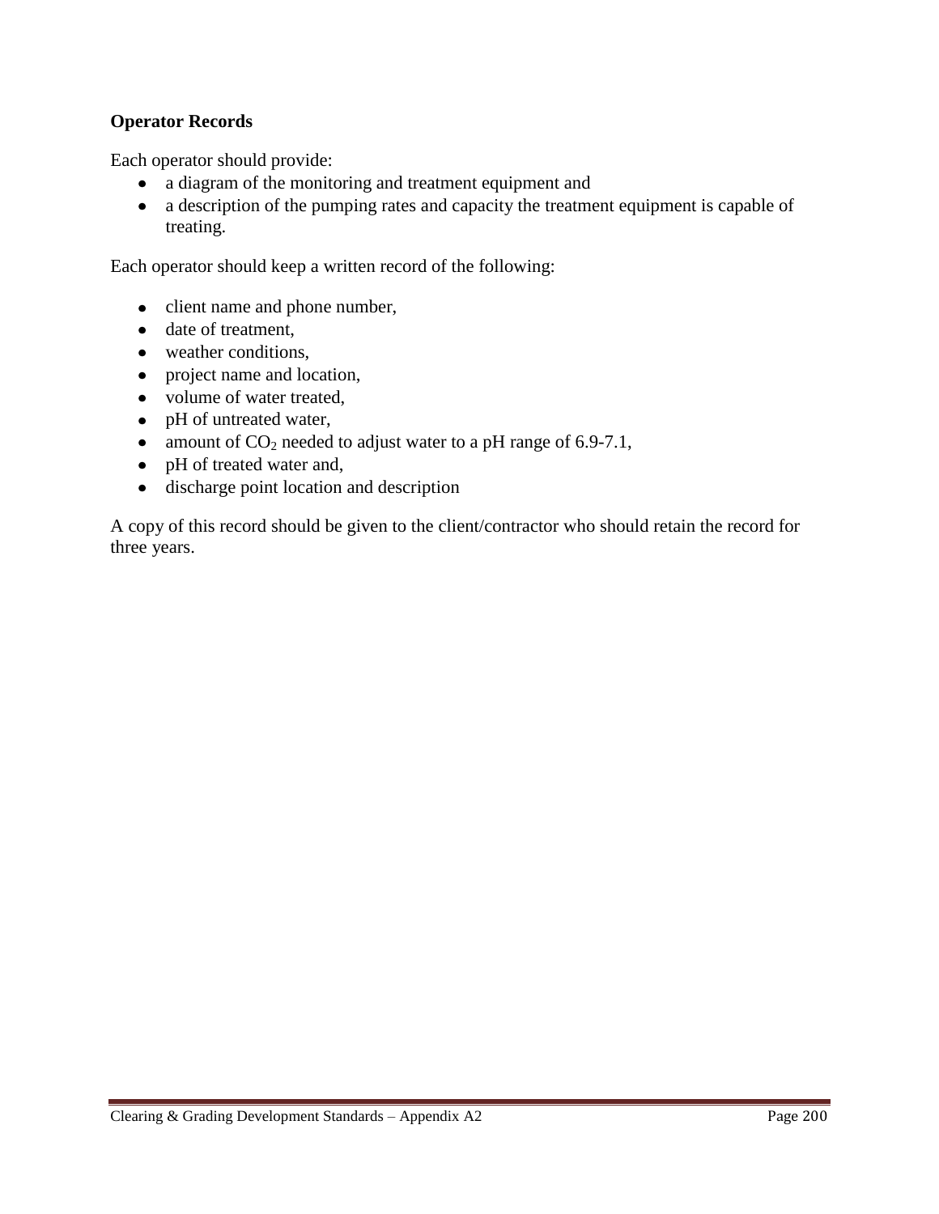**Operator Records**

Each operator should provide:

- a diagram of the monitoring and treatment equipment and
- a description of the pumping rates and capacity the treatment equipment is capable of treating.

Each operator should keep a written record of the following:

- client name and phone number,
- date of treatment,
- weather conditions,
- project name and location,
- volume of water treated,
- pH of untreated water,
- amount of $CO_2$ needed to adjust water to a pH range of 6.9-7.1,
- pH of treated water and,
- discharge point location and description

A copy of this record should be given to the client/contractor who should retain the record for three years.